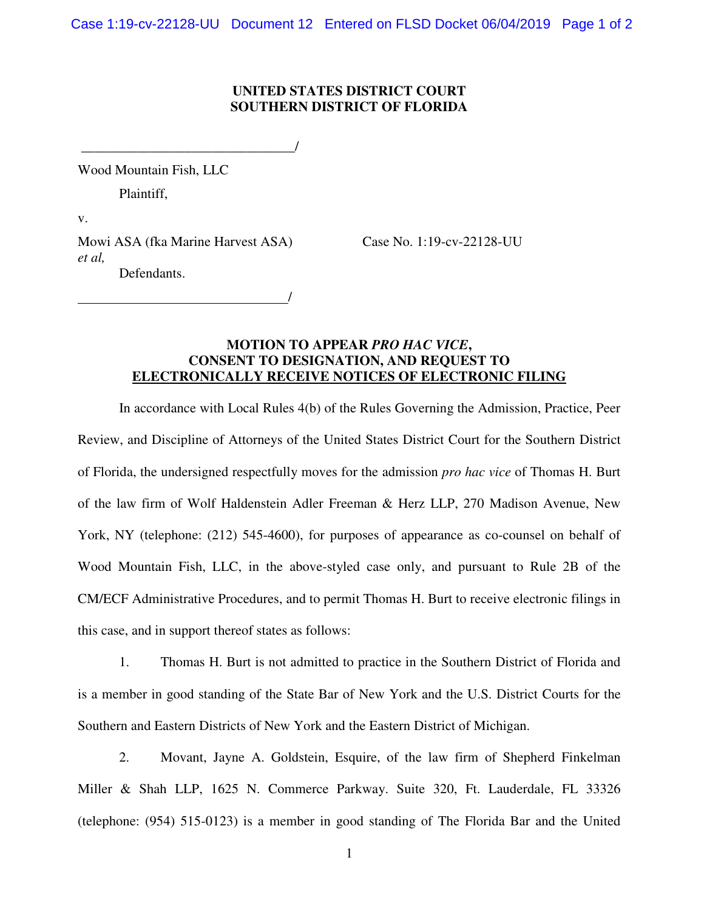**UNITED STATES DISTRICT COURT**
**SOUTHERN DISTRICT OF FLORIDA**

______________________________/

Wood Mountain Fish, LLC

Plaintiff,

v.

Mowi ASA (fka Marine Harvest ASA) *et al,*　　　　Case No. 1:19-cv-22128-UU

Defendants.

______________________________/

**MOTION TO APPEAR *PRO HAC VICE*, CONSENT TO DESIGNATION, AND REQUEST TO ELECTRONICALLY RECEIVE NOTICES OF ELECTRONIC FILING**

In accordance with Local Rules 4(b) of the Rules Governing the Admission, Practice, Peer Review, and Discipline of Attorneys of the United States District Court for the Southern District of Florida, the undersigned respectfully moves for the admission *pro hac vice* of Thomas H. Burt of the law firm of Wolf Haldenstein Adler Freeman & Herz LLP, 270 Madison Avenue, New York, NY (telephone: (212) 545-4600), for purposes of appearance as co-counsel on behalf of Wood Mountain Fish, LLC, in the above-styled case only, and pursuant to Rule 2B of the CM/ECF Administrative Procedures, and to permit Thomas H. Burt to receive electronic filings in this case, and in support thereof states as follows:

1. Thomas H. Burt is not admitted to practice in the Southern District of Florida and is a member in good standing of the State Bar of New York and the U.S. District Courts for the Southern and Eastern Districts of New York and the Eastern District of Michigan.

2. Movant, Jayne A. Goldstein, Esquire, of the law firm of Shepherd Finkelman Miller & Shah LLP, 1625 N. Commerce Parkway. Suite 320, Ft. Lauderdale, FL 33326 (telephone: (954) 515-0123) is a member in good standing of The Florida Bar and the United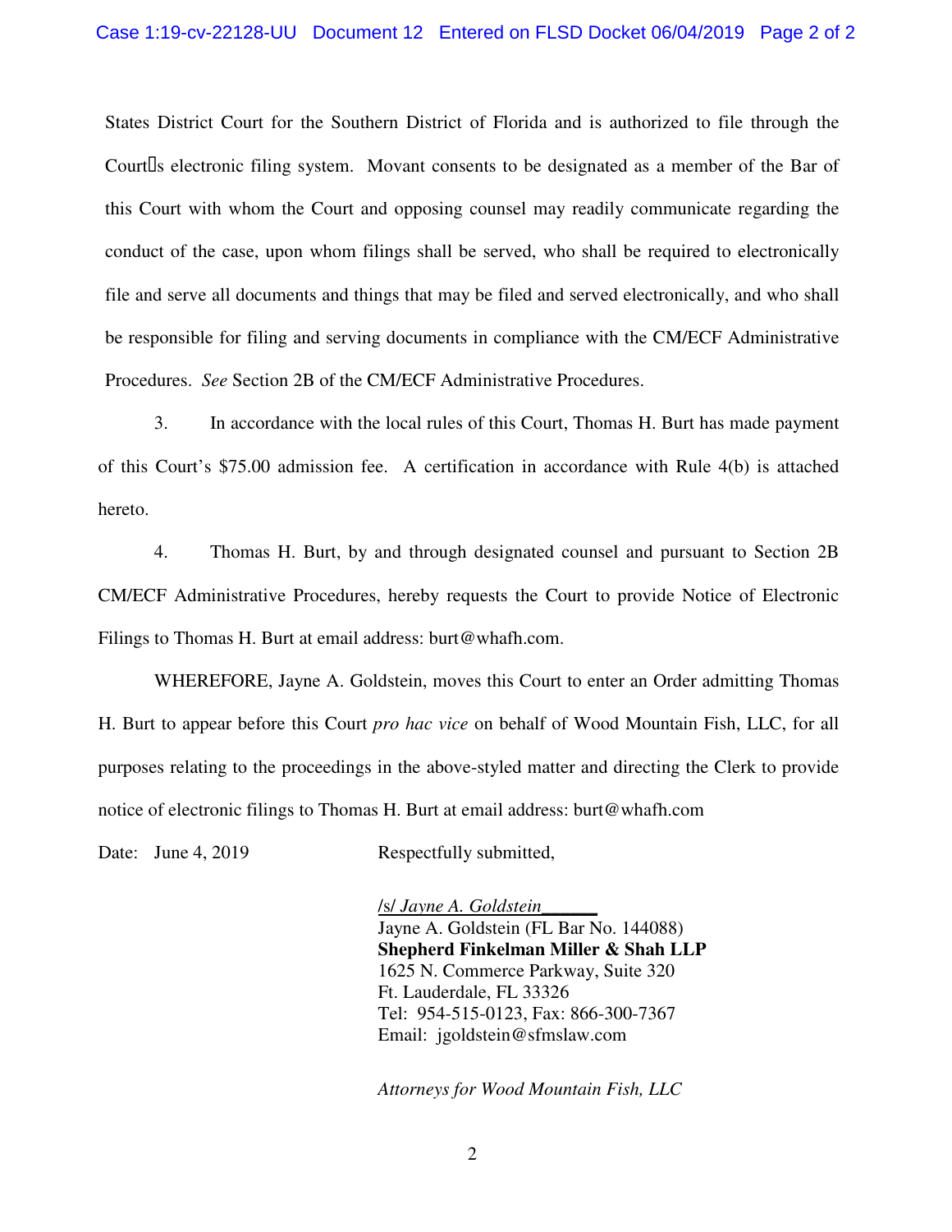States District Court for the Southern District of Florida and is authorized to file through the Court's electronic filing system. Movant consents to be designated as a member of the Bar of this Court with whom the Court and opposing counsel may readily communicate regarding the conduct of the case, upon whom filings shall be served, who shall be required to electronically file and serve all documents and things that may be filed and served electronically, and who shall be responsible for filing and serving documents in compliance with the CM/ECF Administrative Procedures. *See* Section 2B of the CM/ECF Administrative Procedures.

3. In accordance with the local rules of this Court, Thomas H. Burt has made payment of this Court's $75.00 admission fee. A certification in accordance with Rule 4(b) is attached hereto.

4. Thomas H. Burt, by and through designated counsel and pursuant to Section 2B CM/ECF Administrative Procedures, hereby requests the Court to provide Notice of Electronic Filings to Thomas H. Burt at email address: burt@whafh.com.

WHEREFORE, Jayne A. Goldstein, moves this Court to enter an Order admitting Thomas H. Burt to appear before this Court *pro hac vice* on behalf of Wood Mountain Fish, LLC, for all purposes relating to the proceedings in the above-styled matter and directing the Clerk to provide notice of electronic filings to Thomas H. Burt at email address: burt@whafh.com

Date: June 4, 2019

Respectfully submitted,

/s/ *Jayne A. Goldstein*______
Jayne A. Goldstein (FL Bar No. 144088)
**Shepherd Finkelman Miller & Shah LLP**
1625 N. Commerce Parkway, Suite 320
Ft. Lauderdale, FL 33326
Tel: 954-515-0123, Fax: 866-300-7367
Email: jgoldstein@sfmslaw.com

*Attorneys for Wood Mountain Fish, LLC*